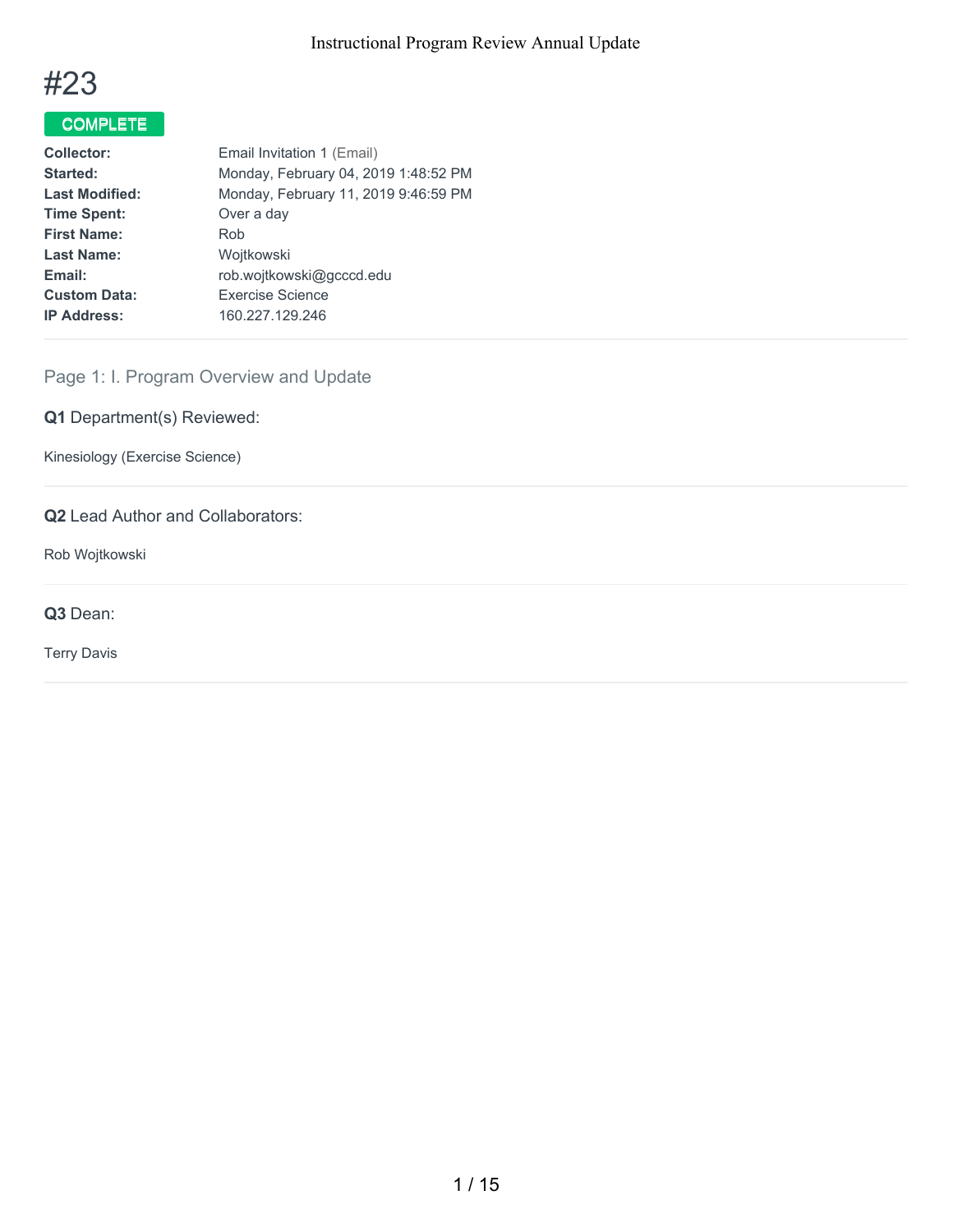# #23

**COMPLETE**

| | |
|---|---|
| **Collector:** | Email Invitation 1 (Email) |
| **Started:** | Monday, February 04, 2019 1:48:52 PM |
| **Last Modified:** | Monday, February 11, 2019 9:46:59 PM |
| **Time Spent:** | Over a day |
| **First Name:** | Rob |
| **Last Name:** | Wojtkowski |
| **Email:** | rob.wojtkowski@gcccd.edu |
| **Custom Data:** | Exercise Science |
| **IP Address:** | 160.227.129.246 |

## Page 1: I. Program Overview and Update

### Q1 Department(s) Reviewed:

Kinesiology (Exercise Science)

### Q2 Lead Author and Collaborators:

Rob Wojtkowski

### Q3 Dean:

Terry Davis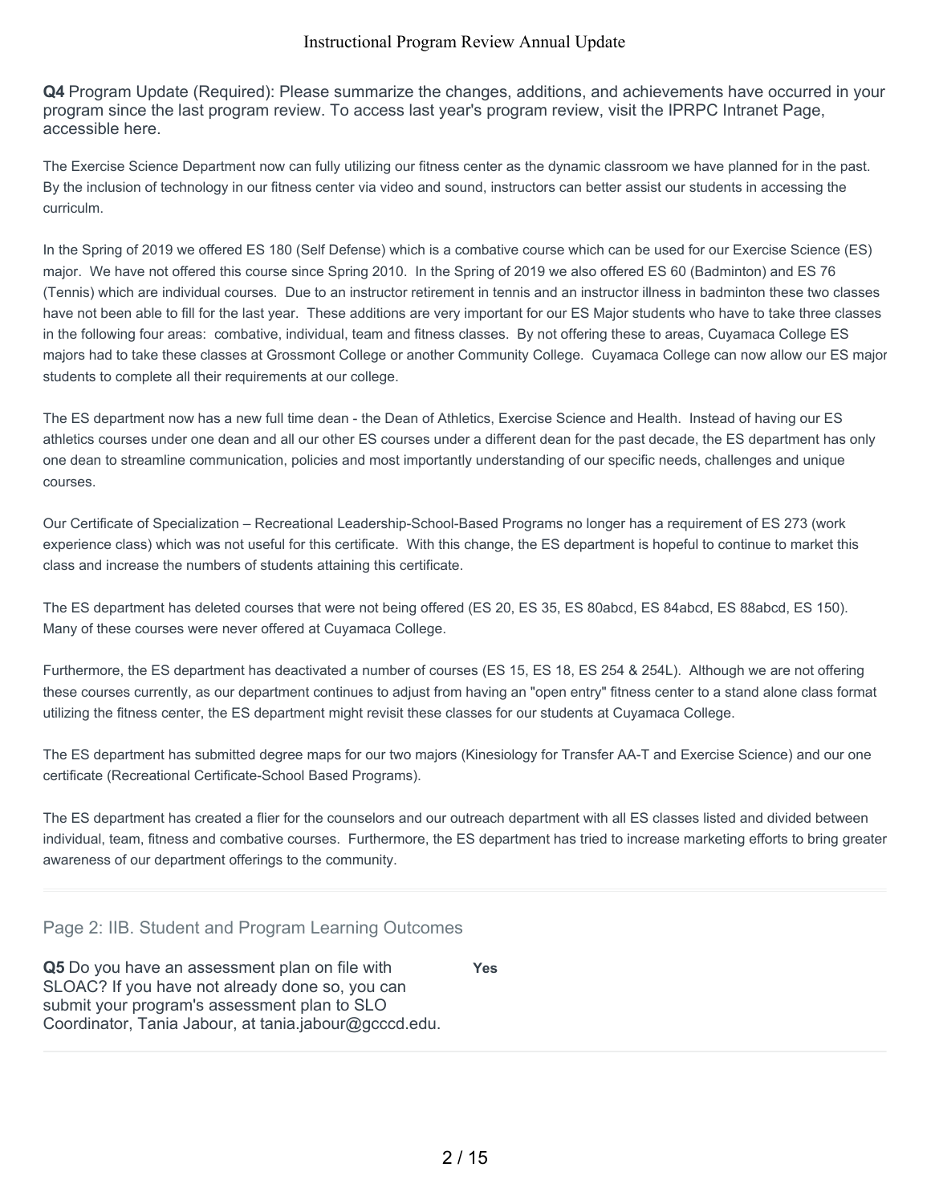**Q4** Program Update (Required): Please summarize the changes, additions, and achievements have occurred in your program since the last program review. To access last year's program review, visit the IPRPC Intranet Page, accessible here.

The Exercise Science Department now can fully utilizing our fitness center as the dynamic classroom we have planned for in the past. By the inclusion of technology in our fitness center via video and sound, instructors can better assist our students in accessing the curriculm.

In the Spring of 2019 we offered ES 180 (Self Defense) which is a combative course which can be used for our Exercise Science (ES) major. We have not offered this course since Spring 2010. In the Spring of 2019 we also offered ES 60 (Badminton) and ES 76 (Tennis) which are individual courses. Due to an instructor retirement in tennis and an instructor illness in badminton these two classes have not been able to fill for the last year. These additions are very important for our ES Major students who have to take three classes in the following four areas: combative, individual, team and fitness classes. By not offering these to areas, Cuyamaca College ES majors had to take these classes at Grossmont College or another Community College. Cuyamaca College can now allow our ES major students to complete all their requirements at our college.

The ES department now has a new full time dean - the Dean of Athletics, Exercise Science and Health. Instead of having our ES athletics courses under one dean and all our other ES courses under a different dean for the past decade, the ES department has only one dean to streamline communication, policies and most importantly understanding of our specific needs, challenges and unique courses.

Our Certificate of Specialization – Recreational Leadership-School-Based Programs no longer has a requirement of ES 273 (work experience class) which was not useful for this certificate. With this change, the ES department is hopeful to continue to market this class and increase the numbers of students attaining this certificate.

The ES department has deleted courses that were not being offered (ES 20, ES 35, ES 80abcd, ES 84abcd, ES 88abcd, ES 150). Many of these courses were never offered at Cuyamaca College.

Furthermore, the ES department has deactivated a number of courses (ES 15, ES 18, ES 254 & 254L). Although we are not offering these courses currently, as our department continues to adjust from having an "open entry" fitness center to a stand alone class format utilizing the fitness center, the ES department might revisit these classes for our students at Cuyamaca College.

The ES department has submitted degree maps for our two majors (Kinesiology for Transfer AA-T and Exercise Science) and our one certificate (Recreational Certificate-School Based Programs).

The ES department has created a flier for the counselors and our outreach department with all ES classes listed and divided between individual, team, fitness and combative courses. Furthermore, the ES department has tried to increase marketing efforts to bring greater awareness of our department offerings to the community.

## Page 2: IIB. Student and Program Learning Outcomes

**Q5** Do you have an assessment plan on file with SLOAC? If you have not already done so, you can submit your program's assessment plan to SLO Coordinator, Tania Jabour, at tania.jabour@gcccd.edu.

**Yes**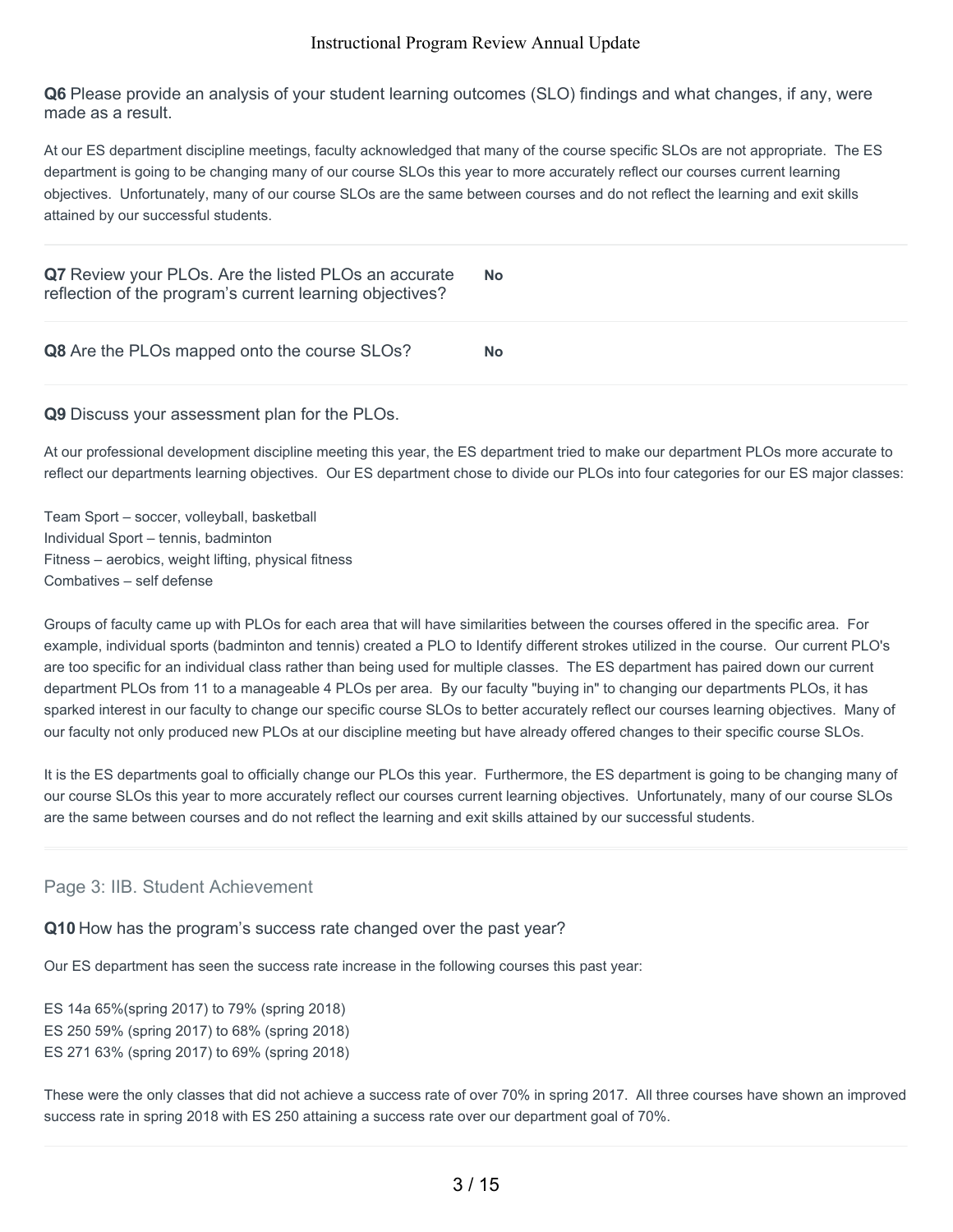**Q6** Please provide an analysis of your student learning outcomes (SLO) findings and what changes, if any, were made as a result.

At our ES department discipline meetings, faculty acknowledged that many of the course specific SLOs are not appropriate. The ES department is going to be changing many of our course SLOs this year to more accurately reflect our courses current learning objectives. Unfortunately, many of our course SLOs are the same between courses and do not reflect the learning and exit skills attained by our successful students.

**Q7** Review your PLOs. Are the listed PLOs an accurate reflection of the program's current learning objectives? **No**

**Q8** Are the PLOs mapped onto the course SLOs? **No**

**Q9** Discuss your assessment plan for the PLOs.

At our professional development discipline meeting this year, the ES department tried to make our department PLOs more accurate to reflect our departments learning objectives. Our ES department chose to divide our PLOs into four categories for our ES major classes:

Team Sport – soccer, volleyball, basketball
Individual Sport – tennis, badminton
Fitness – aerobics, weight lifting, physical fitness
Combatives – self defense

Groups of faculty came up with PLOs for each area that will have similarities between the courses offered in the specific area. For example, individual sports (badminton and tennis) created a PLO to Identify different strokes utilized in the course. Our current PLO's are too specific for an individual class rather than being used for multiple classes. The ES department has paired down our current department PLOs from 11 to a manageable 4 PLOs per area. By our faculty "buying in" to changing our departments PLOs, it has sparked interest in our faculty to change our specific course SLOs to better accurately reflect our courses learning objectives. Many of our faculty not only produced new PLOs at our discipline meeting but have already offered changes to their specific course SLOs.

It is the ES departments goal to officially change our PLOs this year. Furthermore, the ES department is going to be changing many of our course SLOs this year to more accurately reflect our courses current learning objectives. Unfortunately, many of our course SLOs are the same between courses and do not reflect the learning and exit skills attained by our successful students.

## Page 3: IIB. Student Achievement

**Q10** How has the program's success rate changed over the past year?

Our ES department has seen the success rate increase in the following courses this past year:

ES 14a 65%(spring 2017) to 79% (spring 2018)
ES 250 59% (spring 2017) to 68% (spring 2018)
ES 271 63% (spring 2017) to 69% (spring 2018)

These were the only classes that did not achieve a success rate of over 70% in spring 2017. All three courses have shown an improved success rate in spring 2018 with ES 250 attaining a success rate over our department goal of 70%.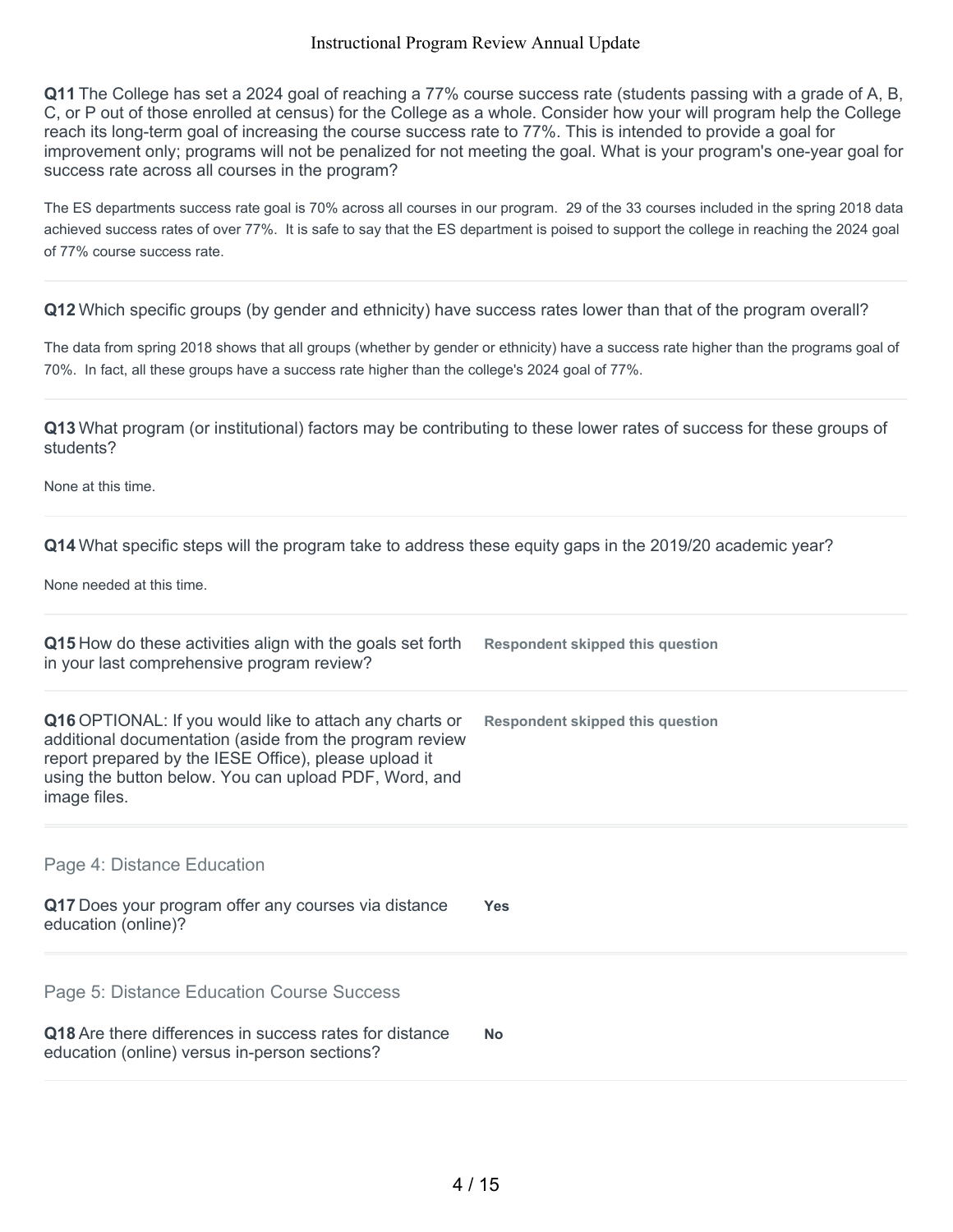**Q11** The College has set a 2024 goal of reaching a 77% course success rate (students passing with a grade of A, B, C, or P out of those enrolled at census) for the College as a whole. Consider how your will program help the College reach its long-term goal of increasing the course success rate to 77%. This is intended to provide a goal for improvement only; programs will not be penalized for not meeting the goal. What is your program's one-year goal for success rate across all courses in the program?

The ES departments success rate goal is 70% across all courses in our program. 29 of the 33 courses included in the spring 2018 data achieved success rates of over 77%. It is safe to say that the ES department is poised to support the college in reaching the 2024 goal of 77% course success rate.

**Q12** Which specific groups (by gender and ethnicity) have success rates lower than that of the program overall?

The data from spring 2018 shows that all groups (whether by gender or ethnicity) have a success rate higher than the programs goal of 70%. In fact, all these groups have a success rate higher than the college's 2024 goal of 77%.

**Q13** What program (or institutional) factors may be contributing to these lower rates of success for these groups of students?

None at this time.

**Q14** What specific steps will the program take to address these equity gaps in the 2019/20 academic year?

None needed at this time.

**Q15** How do these activities align with the goals set forth in your last comprehensive program review?

**Respondent skipped this question**

**Q16** OPTIONAL: If you would like to attach any charts or additional documentation (aside from the program review report prepared by the IESE Office), please upload it using the button below. You can upload PDF, Word, and image files.

**Respondent skipped this question**

## Page 4: Distance Education

**Q17** Does your program offer any courses via distance education (online)?

**Yes**

## Page 5: Distance Education Course Success

**Q18** Are there differences in success rates for distance education (online) versus in-person sections?

**No**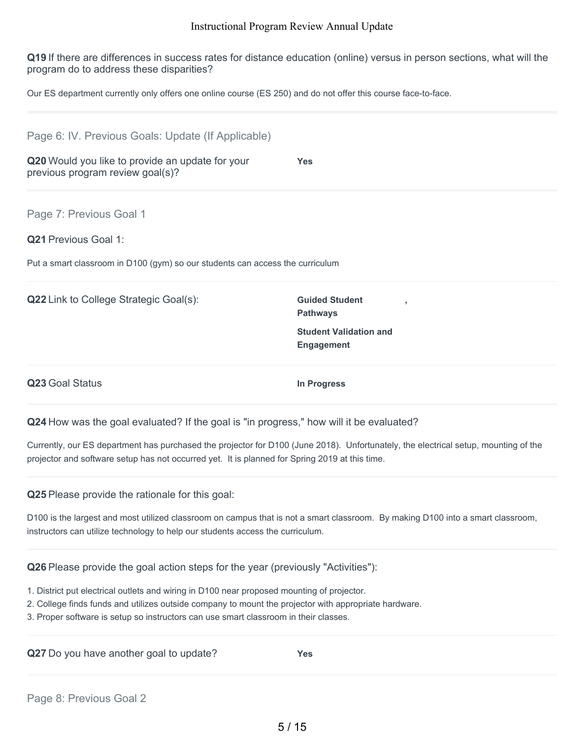**Q19** If there are differences in success rates for distance education (online) versus in person sections, what will the program do to address these disparities?

Our ES department currently only offers one online course (ES 250) and do not offer this course face-to-face.

---

## Page 6: IV. Previous Goals: Update (If Applicable)

**Q20** Would you like to provide an update for your previous program review goal(s)?

**Yes**

---

## Page 7: Previous Goal 1

**Q21** Previous Goal 1:

Put a smart classroom in D100 (gym) so our students can access the curriculum

**Q22** Link to College Strategic Goal(s):

**Guided Student Pathways** ,

**Student Validation and Engagement**

**Q23** Goal Status

**In Progress**

**Q24** How was the goal evaluated? If the goal is "in progress," how will it be evaluated?

Currently, our ES department has purchased the projector for D100 (June 2018). Unfortunately, the electrical setup, mounting of the projector and software setup has not occurred yet. It is planned for Spring 2019 at this time.

**Q25** Please provide the rationale for this goal:

D100 is the largest and most utilized classroom on campus that is not a smart classroom. By making D100 into a smart classroom, instructors can utilize technology to help our students access the curriculum.

**Q26** Please provide the goal action steps for the year (previously "Activities"):

1. District put electrical outlets and wiring in D100 near proposed mounting of projector.
2. College finds funds and utilizes outside company to mount the projector with appropriate hardware.
3. Proper software is setup so instructors can use smart classroom in their classes.

**Q27** Do you have another goal to update?

**Yes**

---

## Page 8: Previous Goal 2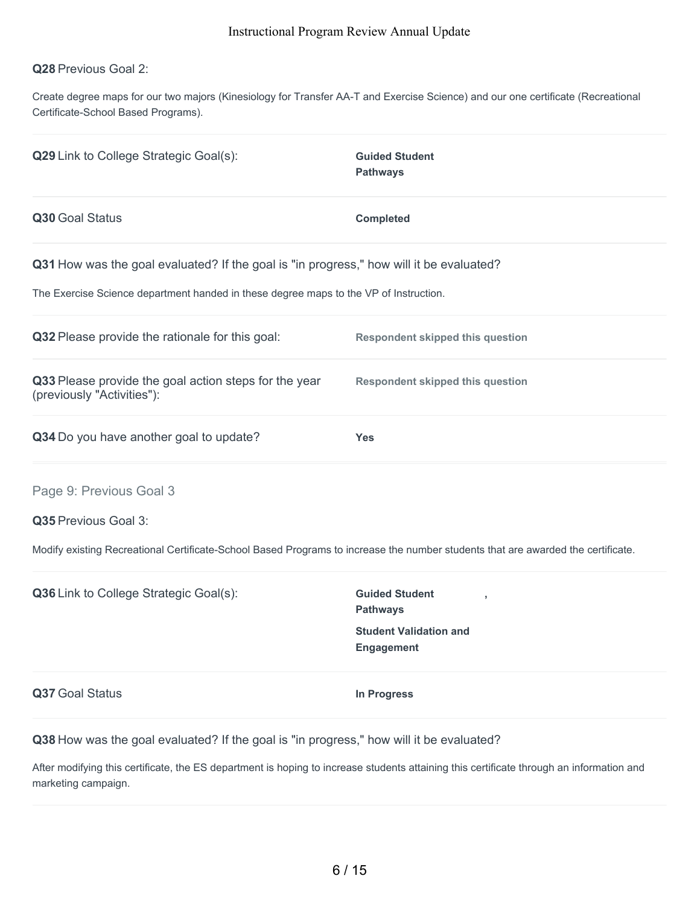**Q28** Previous Goal 2:

Create degree maps for our two majors (Kinesiology for Transfer AA-T and Exercise Science) and our one certificate (Recreational Certificate-School Based Programs).

**Q29** Link to College Strategic Goal(s): **Guided Student Pathways**

**Q30** Goal Status **Completed**

**Q31** How was the goal evaluated? If the goal is "in progress," how will it be evaluated?

The Exercise Science department handed in these degree maps to the VP of Instruction.

**Q32** Please provide the rationale for this goal: **Respondent skipped this question**

**Q33** Please provide the goal action steps for the year (previously "Activities"): **Respondent skipped this question**

**Q34** Do you have another goal to update? **Yes**

## Page 9: Previous Goal 3

**Q35** Previous Goal 3:

Modify existing Recreational Certificate-School Based Programs to increase the number students that are awarded the certificate.

**Q36** Link to College Strategic Goal(s): **Guided Student Pathways** , **Student Validation and Engagement**

**Q37** Goal Status **In Progress**

**Q38** How was the goal evaluated? If the goal is "in progress," how will it be evaluated?

After modifying this certificate, the ES department is hoping to increase students attaining this certificate through an information and marketing campaign.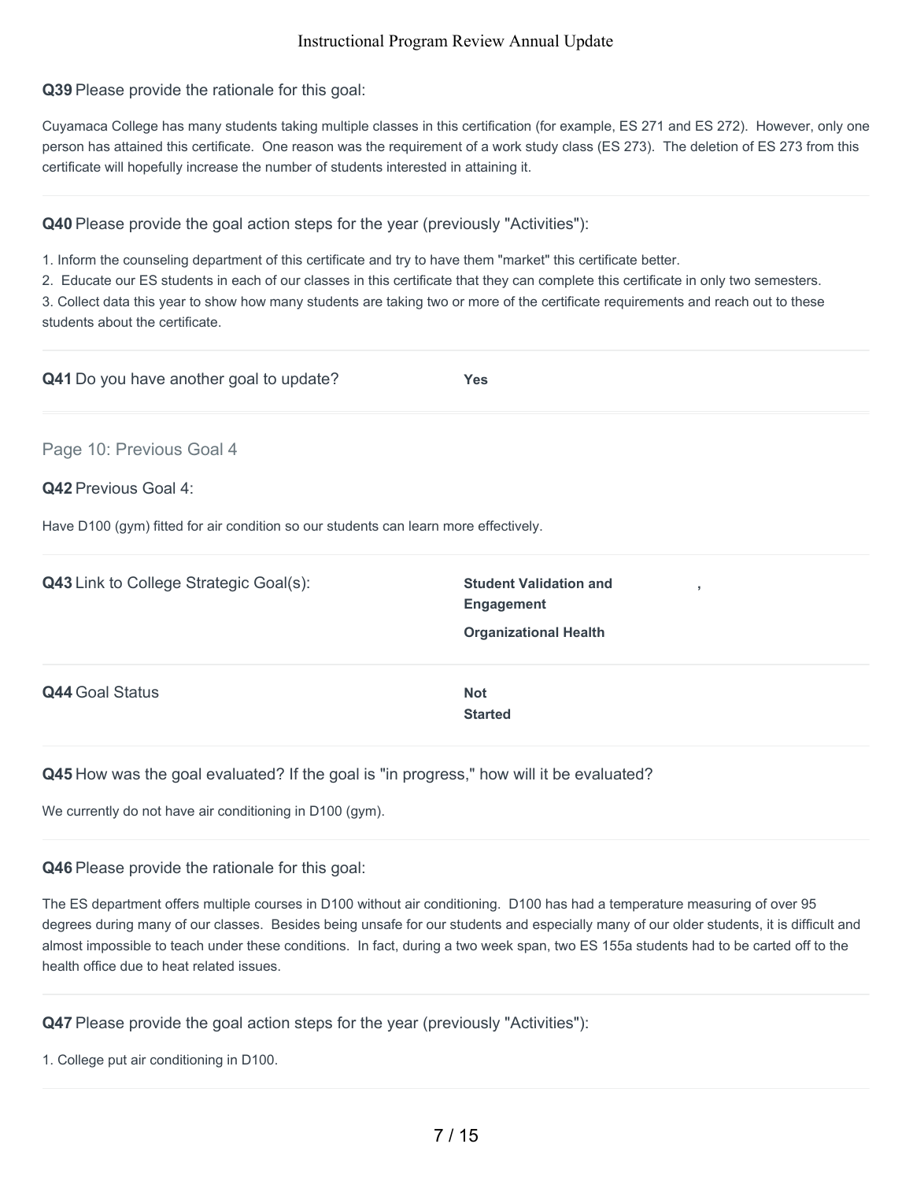**Q39** Please provide the rationale for this goal:

Cuyamaca College has many students taking multiple classes in this certification (for example, ES 271 and ES 272). However, only one person has attained this certificate. One reason was the requirement of a work study class (ES 273). The deletion of ES 273 from this certificate will hopefully increase the number of students interested in attaining it.

---

**Q40** Please provide the goal action steps for the year (previously "Activities"):

1. Inform the counseling department of this certificate and try to have them "market" this certificate better.
2. Educate our ES students in each of our classes in this certificate that they can complete this certificate in only two semesters.
3. Collect data this year to show how many students are taking two or more of the certificate requirements and reach out to these students about the certificate.

---

**Q41** Do you have another goal to update? **Yes**

---

## Page 10: Previous Goal 4

**Q42** Previous Goal 4:

Have D100 (gym) fitted for air condition so our students can learn more effectively.

---

**Q43** Link to College Strategic Goal(s): **Student Validation and Engagement** , **Organizational Health**

---

**Q44** Goal Status **Not Started**

---

**Q45** How was the goal evaluated? If the goal is "in progress," how will it be evaluated?

We currently do not have air conditioning in D100 (gym).

---

**Q46** Please provide the rationale for this goal:

The ES department offers multiple courses in D100 without air conditioning. D100 has had a temperature measuring of over 95 degrees during many of our classes. Besides being unsafe for our students and especially many of our older students, it is difficult and almost impossible to teach under these conditions. In fact, during a two week span, two ES 155a students had to be carted off to the health office due to heat related issues.

---

**Q47** Please provide the goal action steps for the year (previously "Activities"):

1. College put air conditioning in D100.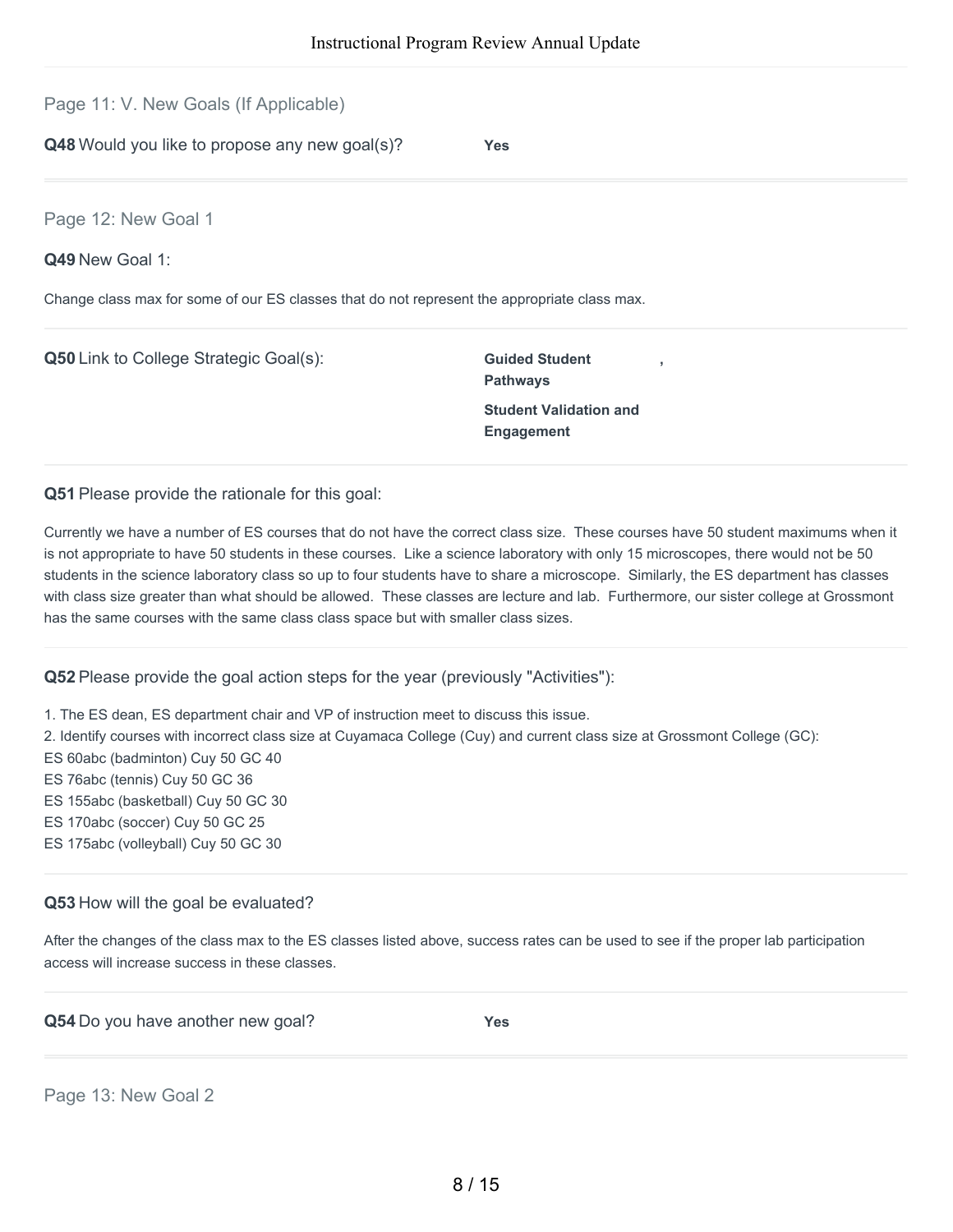## Page 11: V. New Goals (If Applicable)

**Q48** Would you like to propose any new goal(s)? **Yes**

## Page 12: New Goal 1

**Q49** New Goal 1:

Change class max for some of our ES classes that do not represent the appropriate class max.

**Q50** Link to College Strategic Goal(s): **Guided Student Pathways** , **Student Validation and Engagement**

**Q51** Please provide the rationale for this goal:

Currently we have a number of ES courses that do not have the correct class size. These courses have 50 student maximums when it is not appropriate to have 50 students in these courses. Like a science laboratory with only 15 microscopes, there would not be 50 students in the science laboratory class so up to four students have to share a microscope. Similarly, the ES department has classes with class size greater than what should be allowed. These classes are lecture and lab. Furthermore, our sister college at Grossmont has the same courses with the same class class space but with smaller class sizes.

**Q52** Please provide the goal action steps for the year (previously "Activities"):

1. The ES dean, ES department chair and VP of instruction meet to discuss this issue.
2. Identify courses with incorrect class size at Cuyamaca College (Cuy) and current class size at Grossmont College (GC):

ES 60abc (badminton) Cuy 50 GC 40
ES 76abc (tennis) Cuy 50 GC 36
ES 155abc (basketball) Cuy 50 GC 30
ES 170abc (soccer) Cuy 50 GC 25
ES 175abc (volleyball) Cuy 50 GC 30

**Q53** How will the goal be evaluated?

After the changes of the class max to the ES classes listed above, success rates can be used to see if the proper lab participation access will increase success in these classes.

**Q54** Do you have another new goal? **Yes**

## Page 13: New Goal 2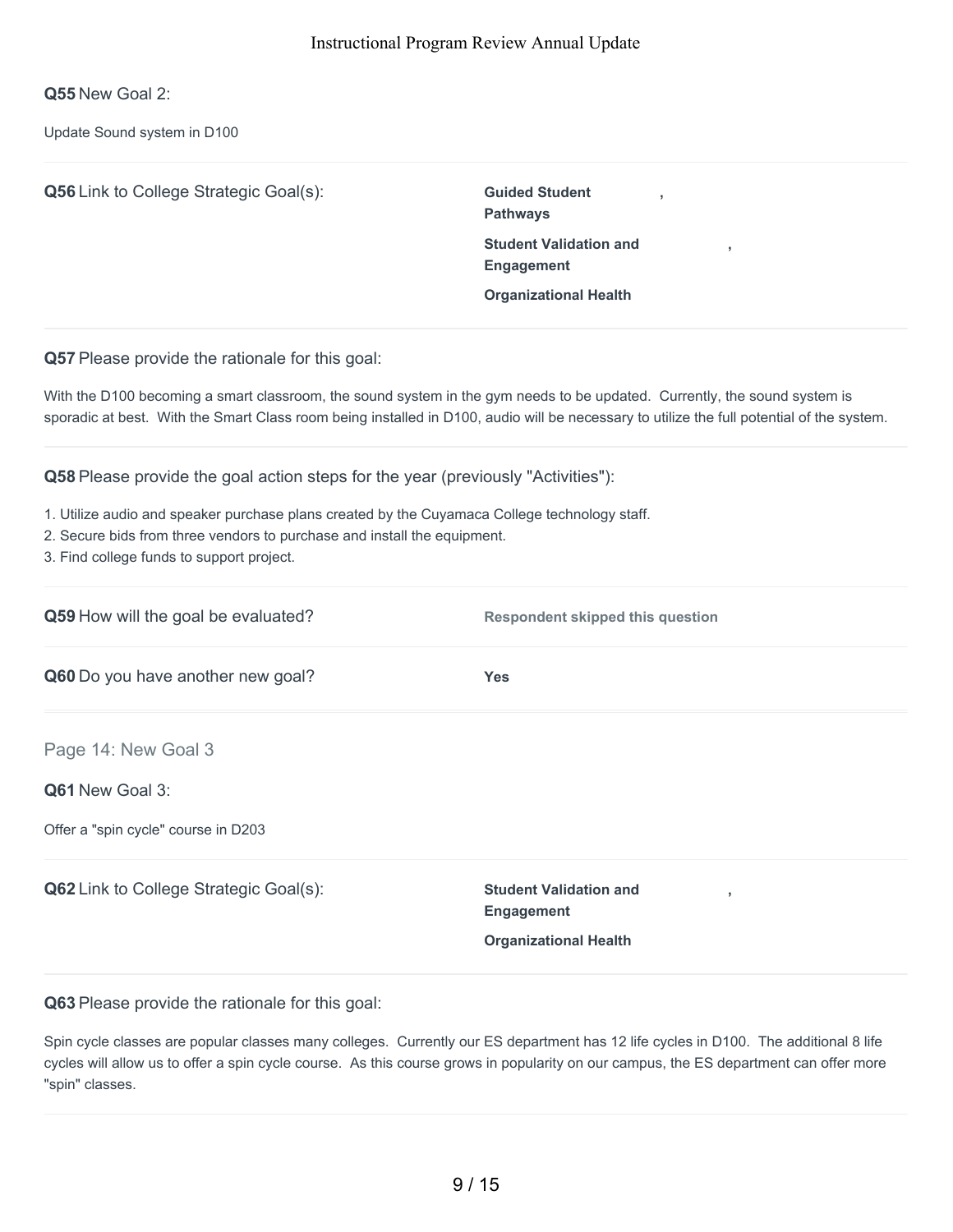**Q55** New Goal 2:

Update Sound system in D100

**Q56** Link to College Strategic Goal(s):

**Guided Student Pathways**,
**Student Validation and Engagement**,
**Organizational Health**

**Q57** Please provide the rationale for this goal:

With the D100 becoming a smart classroom, the sound system in the gym needs to be updated. Currently, the sound system is sporadic at best. With the Smart Class room being installed in D100, audio will be necessary to utilize the full potential of the system.

**Q58** Please provide the goal action steps for the year (previously "Activities"):

1. Utilize audio and speaker purchase plans created by the Cuyamaca College technology staff.
2. Secure bids from three vendors to purchase and install the equipment.
3. Find college funds to support project.

**Q59** How will the goal be evaluated?

**Respondent skipped this question**

**Q60** Do you have another new goal?

**Yes**

## Page 14: New Goal 3

**Q61** New Goal 3:

Offer a "spin cycle" course in D203

**Q62** Link to College Strategic Goal(s):

**Student Validation and Engagement**,
**Organizational Health**

**Q63** Please provide the rationale for this goal:

Spin cycle classes are popular classes many colleges. Currently our ES department has 12 life cycles in D100. The additional 8 life cycles will allow us to offer a spin cycle course. As this course grows in popularity on our campus, the ES department can offer more "spin" classes.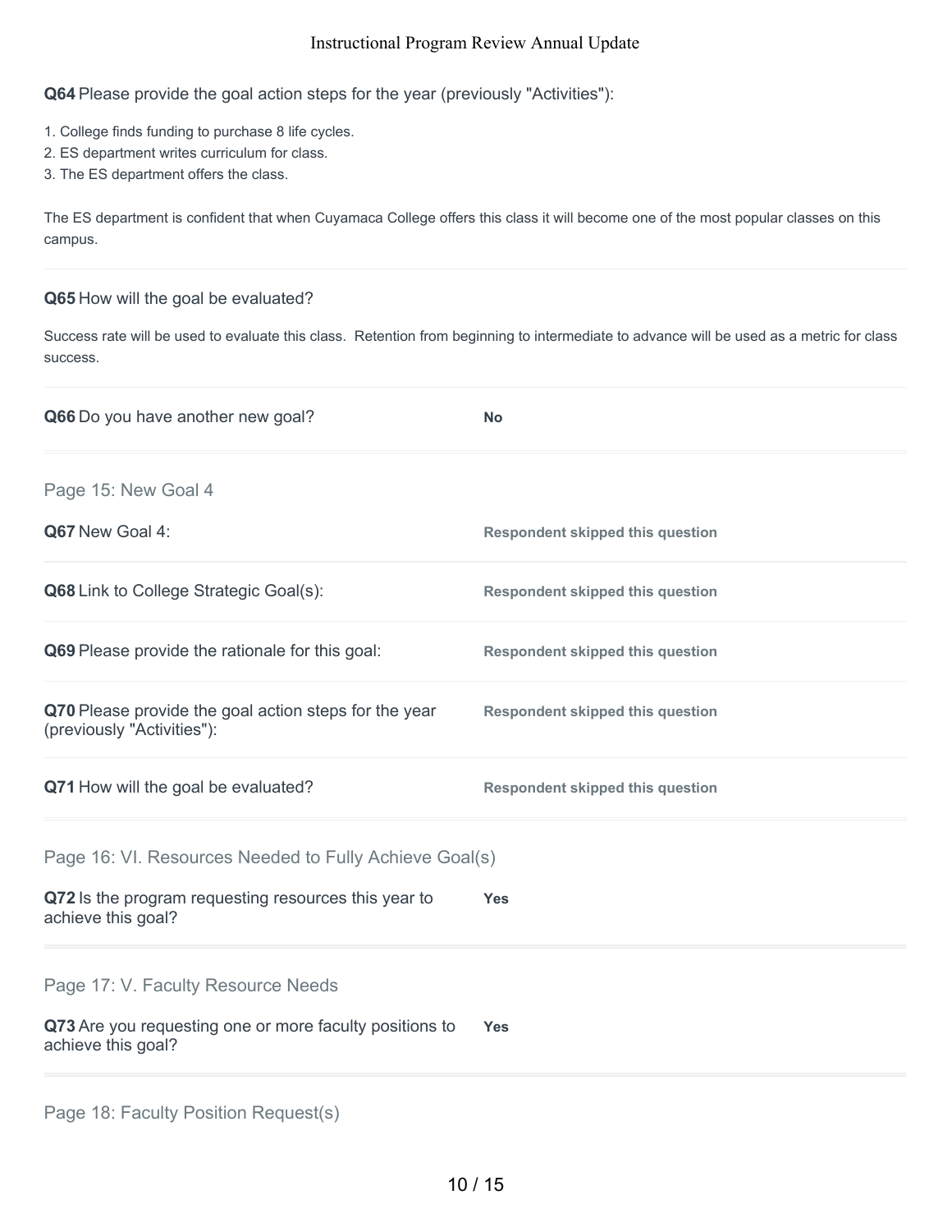**Q64** Please provide the goal action steps for the year (previously "Activities"):

1. College finds funding to purchase 8 life cycles.
2. ES department writes curriculum for class.
3. The ES department offers the class.

The ES department is confident that when Cuyamaca College offers this class it will become one of the most popular classes on this campus.

**Q65** How will the goal be evaluated?

Success rate will be used to evaluate this class. Retention from beginning to intermediate to advance will be used as a metric for class success.

**Q66** Do you have another new goal? **No**

## Page 15: New Goal 4

**Q67** New Goal 4: **Respondent skipped this question**

**Q68** Link to College Strategic Goal(s): **Respondent skipped this question**

**Q69** Please provide the rationale for this goal: **Respondent skipped this question**

**Q70** Please provide the goal action steps for the year (previously "Activities"): **Respondent skipped this question**

**Q71** How will the goal be evaluated? **Respondent skipped this question**

## Page 16: VI. Resources Needed to Fully Achieve Goal(s)

**Q72** Is the program requesting resources this year to achieve this goal? **Yes**

## Page 17: V. Faculty Resource Needs

**Q73** Are you requesting one or more faculty positions to achieve this goal? **Yes**

## Page 18: Faculty Position Request(s)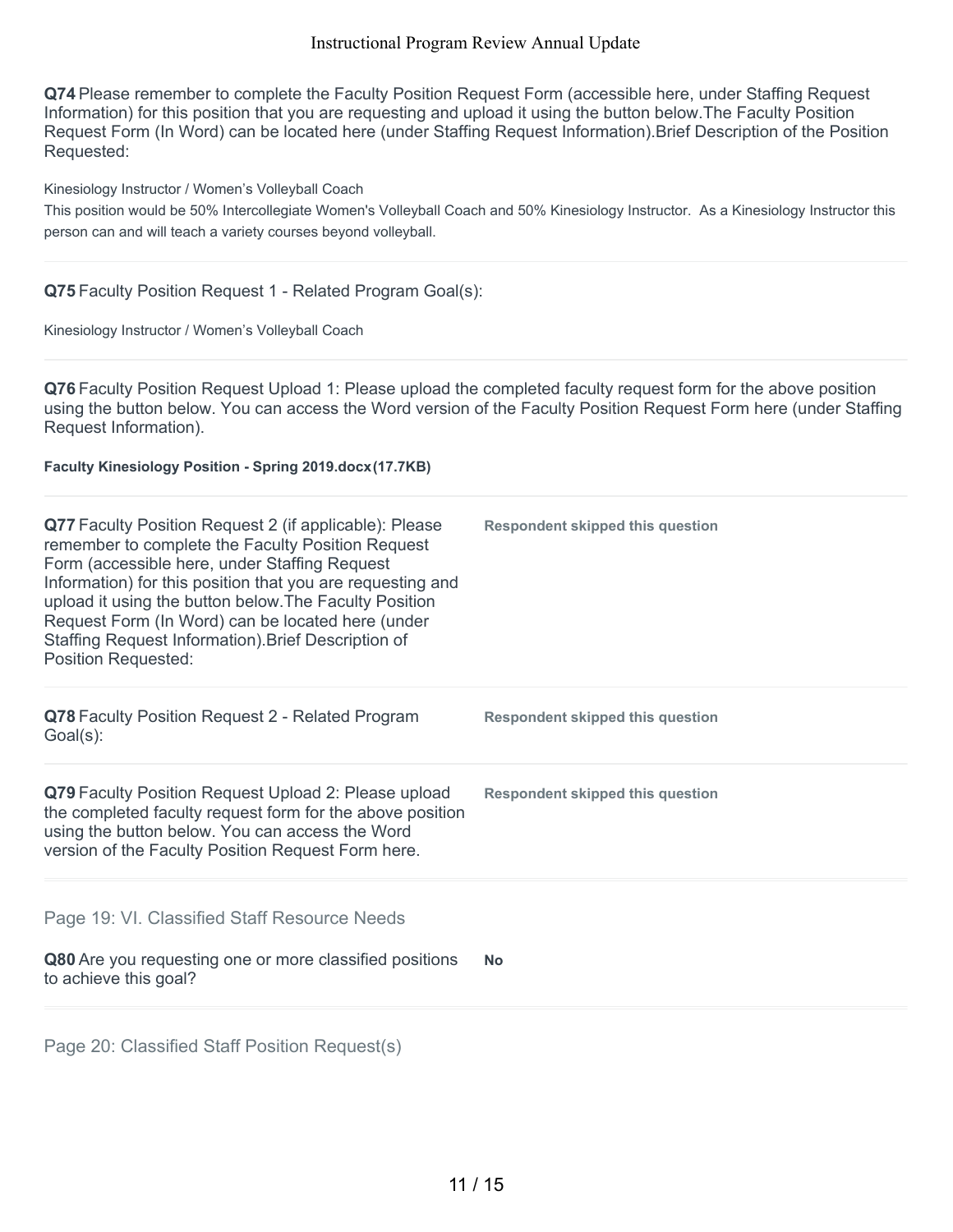**Q74** Please remember to complete the Faculty Position Request Form (accessible here, under Staffing Request Information) for this position that you are requesting and upload it using the button below.The Faculty Position Request Form (In Word) can be located here (under Staffing Request Information).Brief Description of the Position Requested:

Kinesiology Instructor / Women's Volleyball Coach
This position would be 50% Intercollegiate Women's Volleyball Coach and 50% Kinesiology Instructor. As a Kinesiology Instructor this person can and will teach a variety courses beyond volleyball.

---

**Q75** Faculty Position Request 1 - Related Program Goal(s):

Kinesiology Instructor / Women's Volleyball Coach

---

**Q76** Faculty Position Request Upload 1: Please upload the completed faculty request form for the above position using the button below. You can access the Word version of the Faculty Position Request Form here (under Staffing Request Information).

**Faculty Kinesiology Position - Spring 2019.docx(17.7KB)**

---

**Q77** Faculty Position Request 2 (if applicable): Please remember to complete the Faculty Position Request Form (accessible here, under Staffing Request Information) for this position that you are requesting and upload it using the button below.The Faculty Position Request Form (In Word) can be located here (under Staffing Request Information).Brief Description of Position Requested:

**Respondent skipped this question**

---

**Q78** Faculty Position Request 2 - Related Program Goal(s):

**Respondent skipped this question**

---

**Q79** Faculty Position Request Upload 2: Please upload the completed faculty request form for the above position using the button below. You can access the Word version of the Faculty Position Request Form here.

**Respondent skipped this question**

---

## Page 19: VI. Classified Staff Resource Needs

**Q80** Are you requesting one or more classified positions to achieve this goal?

**No**

---

## Page 20: Classified Staff Position Request(s)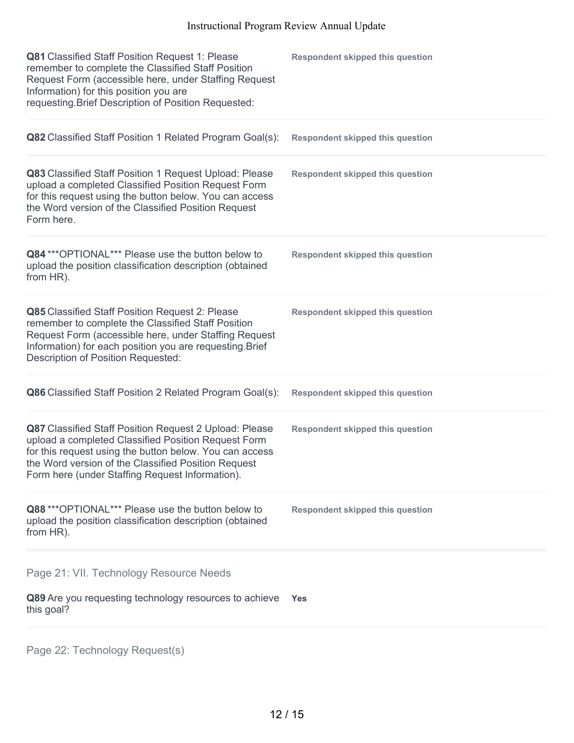**Q81** Classified Staff Position Request 1: Please remember to complete the Classified Staff Position Request Form (accessible here, under Staffing Request Information) for this position you are requesting.Brief Description of Position Requested:

**Respondent skipped this question**

**Q82** Classified Staff Position 1 Related Program Goal(s):

**Respondent skipped this question**

**Q83** Classified Staff Position 1 Request Upload: Please upload a completed Classified Position Request Form for this request using the button below. You can access the Word version of the Classified Position Request Form here.

**Respondent skipped this question**

**Q84** ***OPTIONAL*** Please use the button below to upload the position classification description (obtained from HR).

**Respondent skipped this question**

**Q85** Classified Staff Position Request 2: Please remember to complete the Classified Staff Position Request Form (accessible here, under Staffing Request Information) for each position you are requesting.Brief Description of Position Requested:

**Respondent skipped this question**

**Q86** Classified Staff Position 2 Related Program Goal(s):

**Respondent skipped this question**

**Q87** Classified Staff Position Request 2 Upload: Please upload a completed Classified Position Request Form for this request using the button below. You can access the Word version of the Classified Position Request Form here (under Staffing Request Information).

**Respondent skipped this question**

**Q88** ***OPTIONAL*** Please use the button below to upload the position classification description (obtained from HR).

**Respondent skipped this question**

## Page 21: VII. Technology Resource Needs

**Q89** Are you requesting technology resources to achieve this goal?

**Yes**

## Page 22: Technology Request(s)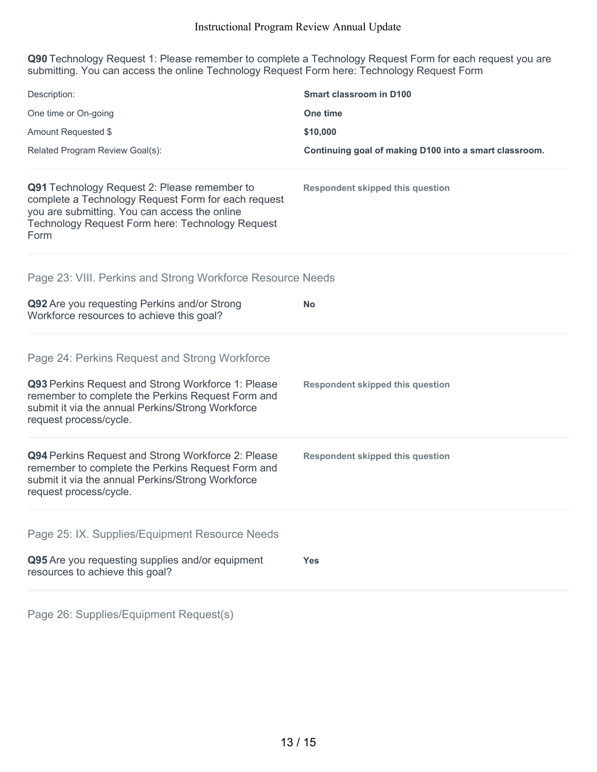**Q90** Technology Request 1: Please remember to complete a Technology Request Form for each request you are submitting. You can access the online Technology Request Form here: Technology Request Form

| | |
|---|---|
| Description: | **Smart classroom in D100** |
| One time or On-going | **One time** |
| Amount Requested $ | **$10,000** |
| Related Program Review Goal(s): | **Continuing goal of making D100 into a smart classroom.** |

**Q91** Technology Request 2: Please remember to complete a Technology Request Form for each request you are submitting. You can access the online Technology Request Form here: Technology Request Form

**Respondent skipped this question**

## Page 23: VIII. Perkins and Strong Workforce Resource Needs

**Q92** Are you requesting Perkins and/or Strong Workforce resources to achieve this goal?

**No**

## Page 24: Perkins Request and Strong Workforce

**Q93** Perkins Request and Strong Workforce 1: Please remember to complete the Perkins Request Form and submit it via the annual Perkins/Strong Workforce request process/cycle.

**Respondent skipped this question**

**Q94** Perkins Request and Strong Workforce 2: Please remember to complete the Perkins Request Form and submit it via the annual Perkins/Strong Workforce request process/cycle.

**Respondent skipped this question**

## Page 25: IX. Supplies/Equipment Resource Needs

**Q95** Are you requesting supplies and/or equipment resources to achieve this goal?

**Yes**

## Page 26: Supplies/Equipment Request(s)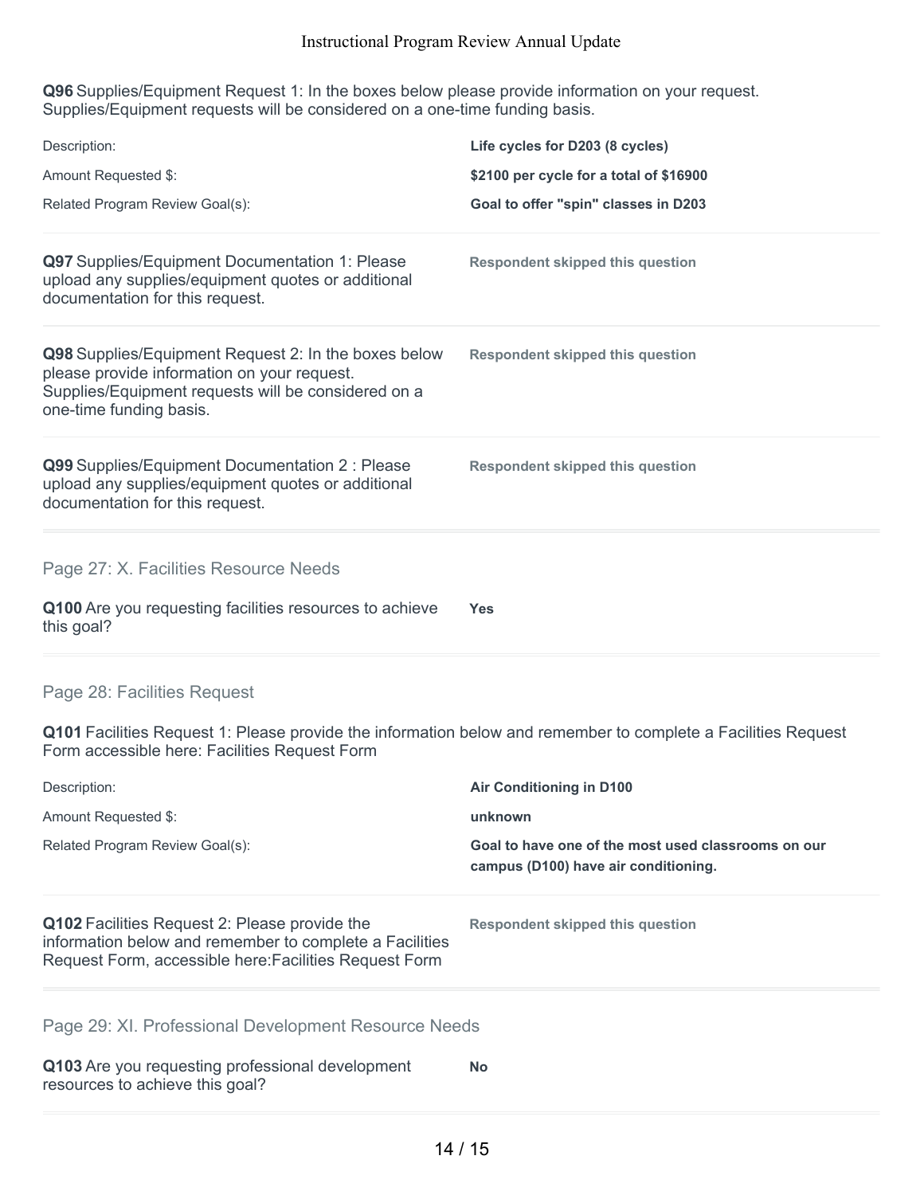**Q96** Supplies/Equipment Request 1: In the boxes below please provide information on your request. Supplies/Equipment requests will be considered on a one-time funding basis.

| | |
|---|---|
| Description: | **Life cycles for D203 (8 cycles)** |
| Amount Requested $: | **$2100 per cycle for a total of $16900** |
| Related Program Review Goal(s): | **Goal to offer "spin" classes in D203** |

**Q97** Supplies/Equipment Documentation 1: Please upload any supplies/equipment quotes or additional documentation for this request.

**Respondent skipped this question**

**Q98** Supplies/Equipment Request 2: In the boxes below please provide information on your request. Supplies/Equipment requests will be considered on a one-time funding basis.

**Respondent skipped this question**

**Q99** Supplies/Equipment Documentation 2 : Please upload any supplies/equipment quotes or additional documentation for this request.

**Respondent skipped this question**

## Page 27: X. Facilities Resource Needs

**Q100** Are you requesting facilities resources to achieve this goal?

**Yes**

## Page 28: Facilities Request

**Q101** Facilities Request 1: Please provide the information below and remember to complete a Facilities Request Form accessible here: Facilities Request Form

| | |
|---|---|
| Description: | **Air Conditioning in D100** |
| Amount Requested $: | **unknown** |
| Related Program Review Goal(s): | **Goal to have one of the most used classrooms on our campus (D100) have air conditioning.** |

**Q102** Facilities Request 2: Please provide the information below and remember to complete a Facilities Request Form, accessible here:Facilities Request Form

**Respondent skipped this question**

## Page 29: XI. Professional Development Resource Needs

**Q103** Are you requesting professional development resources to achieve this goal?

**No**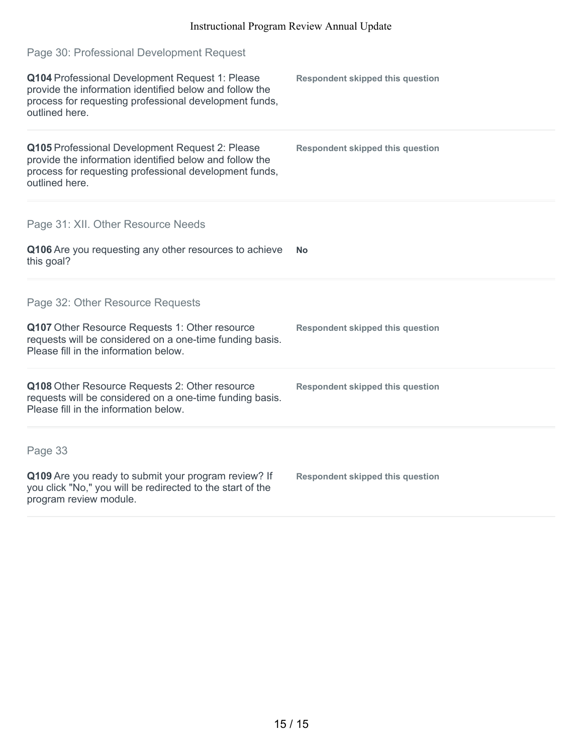## Page 30: Professional Development Request

**Q104** Professional Development Request 1: Please provide the information identified below and follow the process for requesting professional development funds, outlined here.

**Respondent skipped this question**

**Q105** Professional Development Request 2: Please provide the information identified below and follow the process for requesting professional development funds, outlined here.

**Respondent skipped this question**

## Page 31: XII. Other Resource Needs

**Q106** Are you requesting any other resources to achieve this goal?

**No**

## Page 32: Other Resource Requests

**Q107** Other Resource Requests 1: Other resource requests will be considered on a one-time funding basis. Please fill in the information below.

**Respondent skipped this question**

**Q108** Other Resource Requests 2: Other resource requests will be considered on a one-time funding basis. Please fill in the information below.

**Respondent skipped this question**

## Page 33

**Q109** Are you ready to submit your program review? If you click "No," you will be redirected to the start of the program review module.

**Respondent skipped this question**